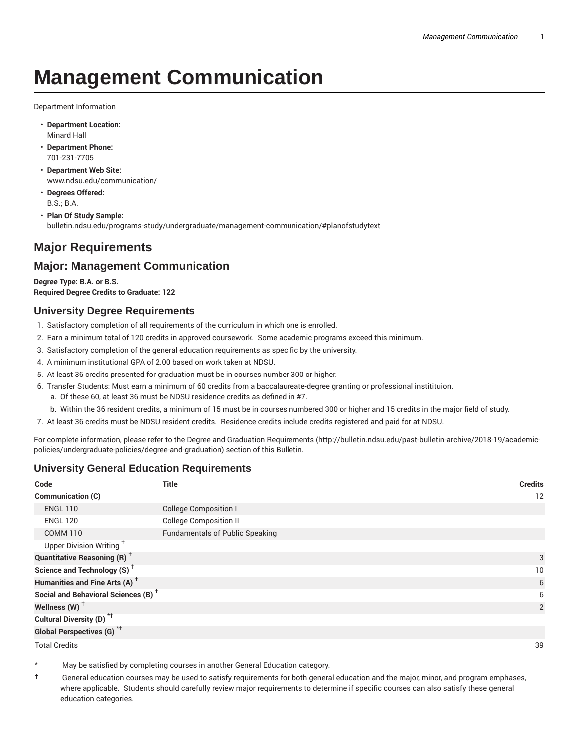# Management Communication

Department Information

- **Department Location:**
  Minard Hall
- **Department Phone:**
  701-231-7705
- **Department Web Site:**
  www.ndsu.edu/communication/
- **Degrees Offered:**
  B.S.; B.A.
- **Plan Of Study Sample:**
  bulletin.ndsu.edu/programs-study/undergraduate/management-communication/#planofstudytext

## Major Requirements

## Major: Management Communication

**Degree Type: B.A. or B.S.**
**Required Degree Credits to Graduate: 122**

### University Degree Requirements

1. Satisfactory completion of all requirements of the curriculum in which one is enrolled.
2. Earn a minimum total of 120 credits in approved coursework. Some academic programs exceed this minimum.
3. Satisfactory completion of the general education requirements as specific by the university.
4. A minimum institutional GPA of 2.00 based on work taken at NDSU.
5. At least 36 credits presented for graduation must be in courses number 300 or higher.
6. Transfer Students: Must earn a minimum of 60 credits from a baccalaureate-degree granting or professional instititutuion.
   a. Of these 60, at least 36 must be NDSU residence credits as defined in #7.
   b. Within the 36 resident credits, a minimum of 15 must be in courses numbered 300 or higher and 15 credits in the major field of study.
7. At least 36 credits must be NDSU resident credits. Residence credits include credits registered and paid for at NDSU.

For complete information, please refer to the Degree and Graduation Requirements (http://bulletin.ndsu.edu/past-bulletin-archive/2018-19/academic-policies/undergraduate-policies/degree-and-graduation) section of this Bulletin.

### University General Education Requirements

| Code | Title | Credits |
|---|---|---|
| **Communication (C)** | | 12 |
| ENGL 110 | College Composition I | |
| ENGL 120 | College Composition II | |
| COMM 110 | Fundamentals of Public Speaking | |
| Upper Division Writing † | | |
| **Quantitative Reasoning (R) †** | | 3 |
| **Science and Technology (S) †** | | 10 |
| **Humanities and Fine Arts (A) †** | | 6 |
| **Social and Behavioral Sciences (B) †** | | 6 |
| **Wellness (W) †** | | 2 |
| **Cultural Diversity (D) *†** | | |
| **Global Perspectives (G) *†** | | |
| Total Credits | | 39 |

\* May be satisfied by completing courses in another General Education category.

† General education courses may be used to satisfy requirements for both general education and the major, minor, and program emphases, where applicable. Students should carefully review major requirements to determine if specific courses can also satisfy these general education categories.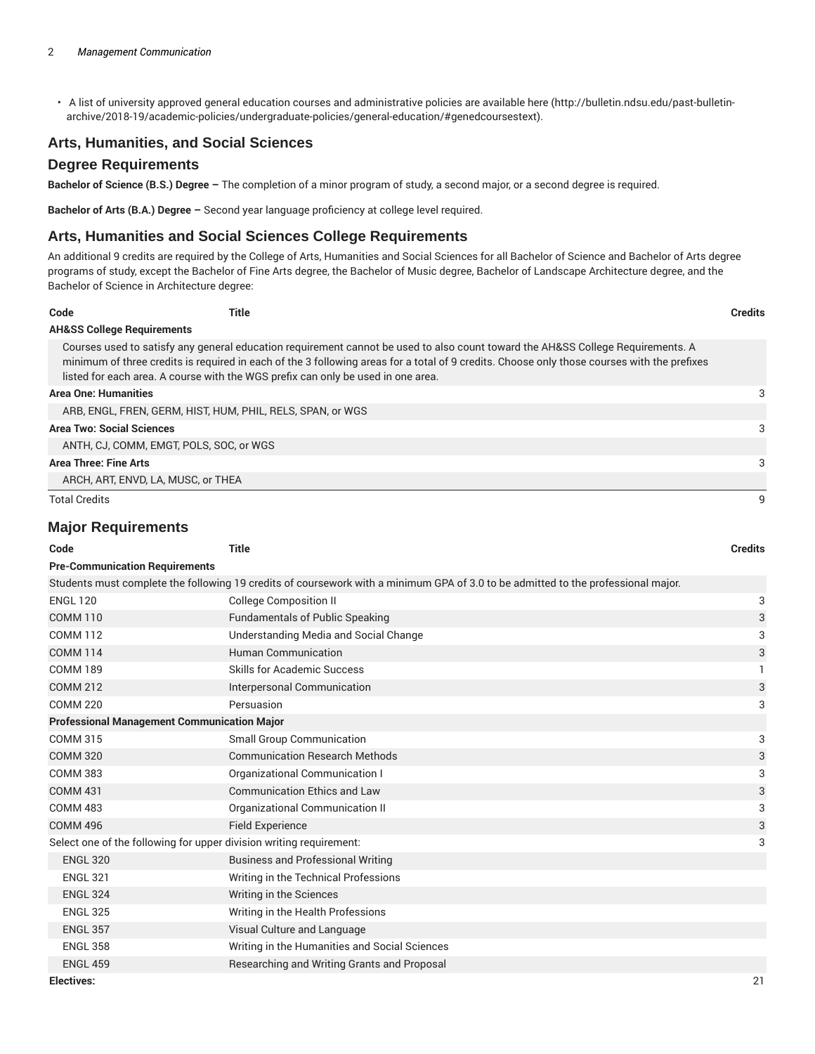- A list of university approved general education courses and administrative policies are available here (http://bulletin.ndsu.edu/past-bulletin-archive/2018-19/academic-policies/undergraduate-policies/general-education/#genedcoursestext).

## Arts, Humanities, and Social Sciences

### Degree Requirements

**Bachelor of Science (B.S.) Degree –** The completion of a minor program of study, a second major, or a second degree is required.

**Bachelor of Arts (B.A.) Degree –** Second year language proficiency at college level required.

## Arts, Humanities and Social Sciences College Requirements

An additional 9 credits are required by the College of Arts, Humanities and Social Sciences for all Bachelor of Science and Bachelor of Arts degree programs of study, except the Bachelor of Fine Arts degree, the Bachelor of Music degree, Bachelor of Landscape Architecture degree, and the Bachelor of Science in Architecture degree:

| Code | Title | Credits |
|---|---|---|
| **AH&SS College Requirements** | | |
| Courses used to satisfy any general education requirement cannot be used to also count toward the AH&SS College Requirements. A minimum of three credits is required in each of the 3 following areas for a total of 9 credits. Choose only those courses with the prefixes listed for each area. A course with the WGS prefix can only be used in one area. | | |
| **Area One: Humanities** | | 3 |
| ARB, ENGL, FREN, GERM, HIST, HUM, PHIL, RELS, SPAN, or WGS | | |
| **Area Two: Social Sciences** | | 3 |
| ANTH, CJ, COMM, EMGT, POLS, SOC, or WGS | | |
| **Area Three: Fine Arts** | | 3 |
| ARCH, ART, ENVD, LA, MUSC, or THEA | | |
| Total Credits | | 9 |

## Major Requirements

| Code | Title | Credits |
|---|---|---|
| **Pre-Communication Requirements** | | |
| Students must complete the following 19 credits of coursework with a minimum GPA of 3.0 to be admitted to the professional major. | | |
| ENGL 120 | College Composition II | 3 |
| COMM 110 | Fundamentals of Public Speaking | 3 |
| COMM 112 | Understanding Media and Social Change | 3 |
| COMM 114 | Human Communication | 3 |
| COMM 189 | Skills for Academic Success | 1 |
| COMM 212 | Interpersonal Communication | 3 |
| COMM 220 | Persuasion | 3 |
| **Professional Management Communication Major** | | |
| COMM 315 | Small Group Communication | 3 |
| COMM 320 | Communication Research Methods | 3 |
| COMM 383 | Organizational Communication I | 3 |
| COMM 431 | Communication Ethics and Law | 3 |
| COMM 483 | Organizational Communication II | 3 |
| COMM 496 | Field Experience | 3 |
| Select one of the following for upper division writing requirement: | | 3 |
| ENGL 320 | Business and Professional Writing | |
| ENGL 321 | Writing in the Technical Professions | |
| ENGL 324 | Writing in the Sciences | |
| ENGL 325 | Writing in the Health Professions | |
| ENGL 357 | Visual Culture and Language | |
| ENGL 358 | Writing in the Humanities and Social Sciences | |
| ENGL 459 | Researching and Writing Grants and Proposal | |
| **Electives:** | | 21 |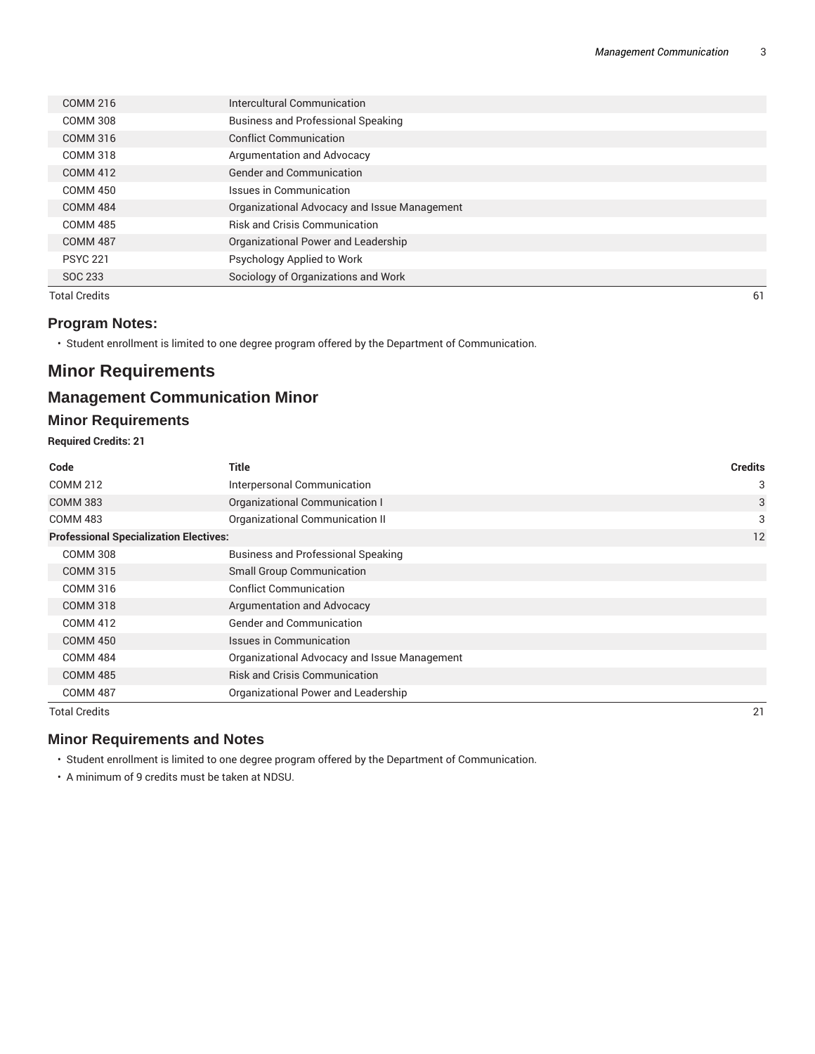| | | |
|---|---|---|
| COMM 216 | Intercultural Communication | |
| COMM 308 | Business and Professional Speaking | |
| COMM 316 | Conflict Communication | |
| COMM 318 | Argumentation and Advocacy | |
| COMM 412 | Gender and Communication | |
| COMM 450 | Issues in Communication | |
| COMM 484 | Organizational Advocacy and Issue Management | |
| COMM 485 | Risk and Crisis Communication | |
| COMM 487 | Organizational Power and Leadership | |
| PSYC 221 | Psychology Applied to Work | |
| SOC 233 | Sociology of Organizations and Work | |
| Total Credits | | 61 |

### Program Notes:

- Student enrollment is limited to one degree program offered by the Department of Communication.

## Minor Requirements

### Management Communication Minor

### Minor Requirements

**Required Credits: 21**

| Code | Title | Credits |
|---|---|---|
| COMM 212 | Interpersonal Communication | 3 |
| COMM 383 | Organizational Communication I | 3 |
| COMM 483 | Organizational Communication II | 3 |
| **Professional Specialization Electives:** | | 12 |
| COMM 308 | Business and Professional Speaking | |
| COMM 315 | Small Group Communication | |
| COMM 316 | Conflict Communication | |
| COMM 318 | Argumentation and Advocacy | |
| COMM 412 | Gender and Communication | |
| COMM 450 | Issues in Communication | |
| COMM 484 | Organizational Advocacy and Issue Management | |
| COMM 485 | Risk and Crisis Communication | |
| COMM 487 | Organizational Power and Leadership | |
| Total Credits | | 21 |

### Minor Requirements and Notes

- Student enrollment is limited to one degree program offered by the Department of Communication.
- A minimum of 9 credits must be taken at NDSU.